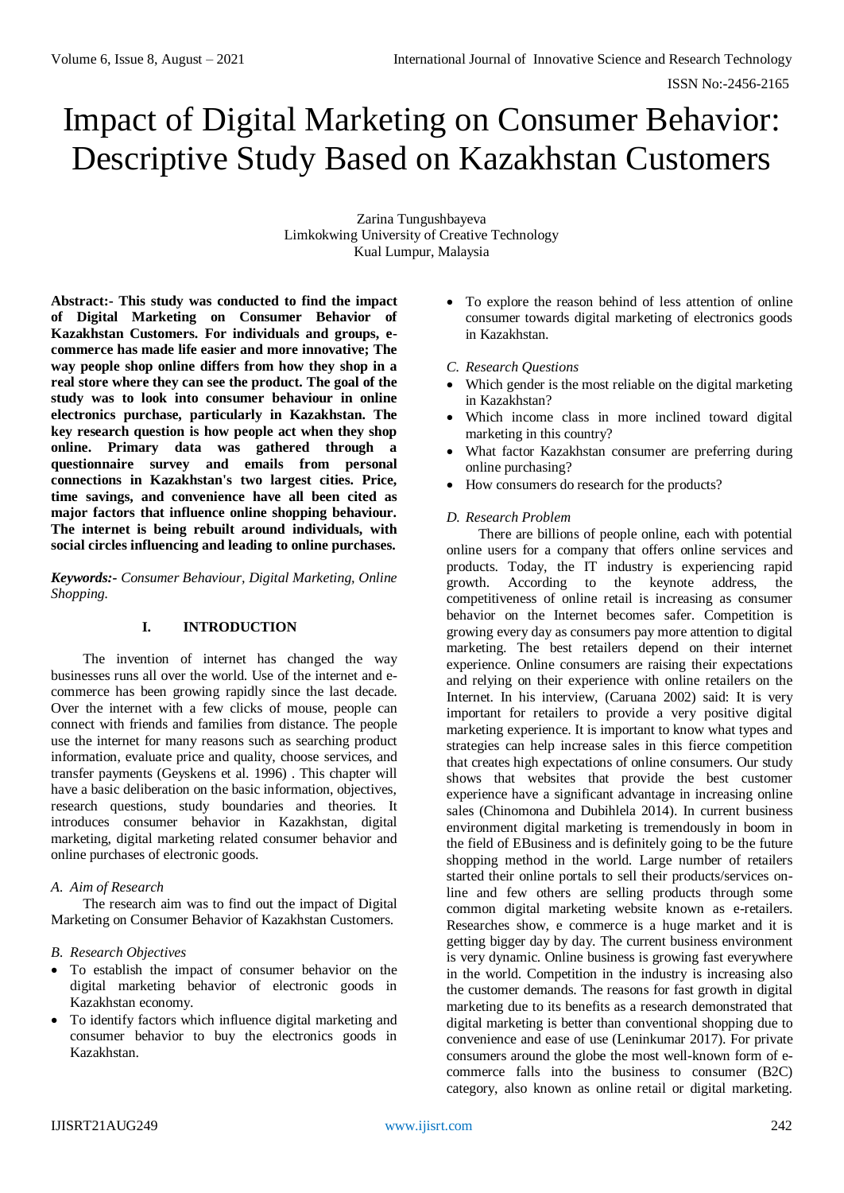# Impact of Digital Marketing on Consumer Behavior: Descriptive Study Based on Kazakhstan Customers

Zarina Tungushbayeva
Limkokwing University of Creative Technology
Kual Lumpur, Malaysia

**Abstract:- This study was conducted to find the impact of Digital Marketing on Consumer Behavior of Kazakhstan Customers. For individuals and groups, e-commerce has made life easier and more innovative; The way people shop online differs from how they shop in a real store where they can see the product. The goal of the study was to look into consumer behaviour in online electronics purchase, particularly in Kazakhstan. The key research question is how people act when they shop online. Primary data was gathered through a questionnaire survey and emails from personal connections in Kazakhstan's two largest cities. Price, time savings, and convenience have all been cited as major factors that influence online shopping behaviour. The internet is being rebuilt around individuals, with social circles influencing and leading to online purchases.**

***Keywords:-*** *Consumer Behaviour, Digital Marketing, Online Shopping.*

## I. INTRODUCTION

The invention of internet has changed the way businesses runs all over the world. Use of the internet and e-commerce has been growing rapidly since the last decade. Over the internet with a few clicks of mouse, people can connect with friends and families from distance. The people use the internet for many reasons such as searching product information, evaluate price and quality, choose services, and transfer payments (Geyskens et al. 1996) . This chapter will have a basic deliberation on the basic information, objectives, research questions, study boundaries and theories. It introduces consumer behavior in Kazakhstan, digital marketing, digital marketing related consumer behavior and online purchases of electronic goods.

### *A. Aim of Research*

The research aim was to find out the impact of Digital Marketing on Consumer Behavior of Kazakhstan Customers.

### *B. Research Objectives*

- To establish the impact of consumer behavior on the digital marketing behavior of electronic goods in Kazakhstan economy.
- To identify factors which influence digital marketing and consumer behavior to buy the electronics goods in Kazakhstan.
- To explore the reason behind of less attention of online consumer towards digital marketing of electronics goods in Kazakhstan.

### *C. Research Questions*

- Which gender is the most reliable on the digital marketing in Kazakhstan?
- Which income class in more inclined toward digital marketing in this country?
- What factor Kazakhstan consumer are preferring during online purchasing?
- How consumers do research for the products?

### *D. Research Problem*

There are billions of people online, each with potential online users for a company that offers online services and products. Today, the IT industry is experiencing rapid growth. According to the keynote address, the competitiveness of online retail is increasing as consumer behavior on the Internet becomes safer. Competition is growing every day as consumers pay more attention to digital marketing. The best retailers depend on their internet experience. Online consumers are raising their expectations and relying on their experience with online retailers on the Internet. In his interview, (Caruana 2002) said: It is very important for retailers to provide a very positive digital marketing experience. It is important to know what types and strategies can help increase sales in this fierce competition that creates high expectations of online consumers. Our study shows that websites that provide the best customer experience have a significant advantage in increasing online sales (Chinomona and Dubihlela 2014). In current business environment digital marketing is tremendously in boom in the field of EBusiness and is definitely going to be the future shopping method in the world. Large number of retailers started their online portals to sell their products/services on-line and few others are selling products through some common digital marketing website known as e-retailers. Researches show, e commerce is a huge market and it is getting bigger day by day. The current business environment is very dynamic. Online business is growing fast everywhere in the world. Competition in the industry is increasing also the customer demands. The reasons for fast growth in digital marketing due to its benefits as a research demonstrated that digital marketing is better than conventional shopping due to convenience and ease of use (Leninkumar 2017). For private consumers around the globe the most well-known form of e-commerce falls into the business to consumer (B2C) category, also known as online retail or digital marketing.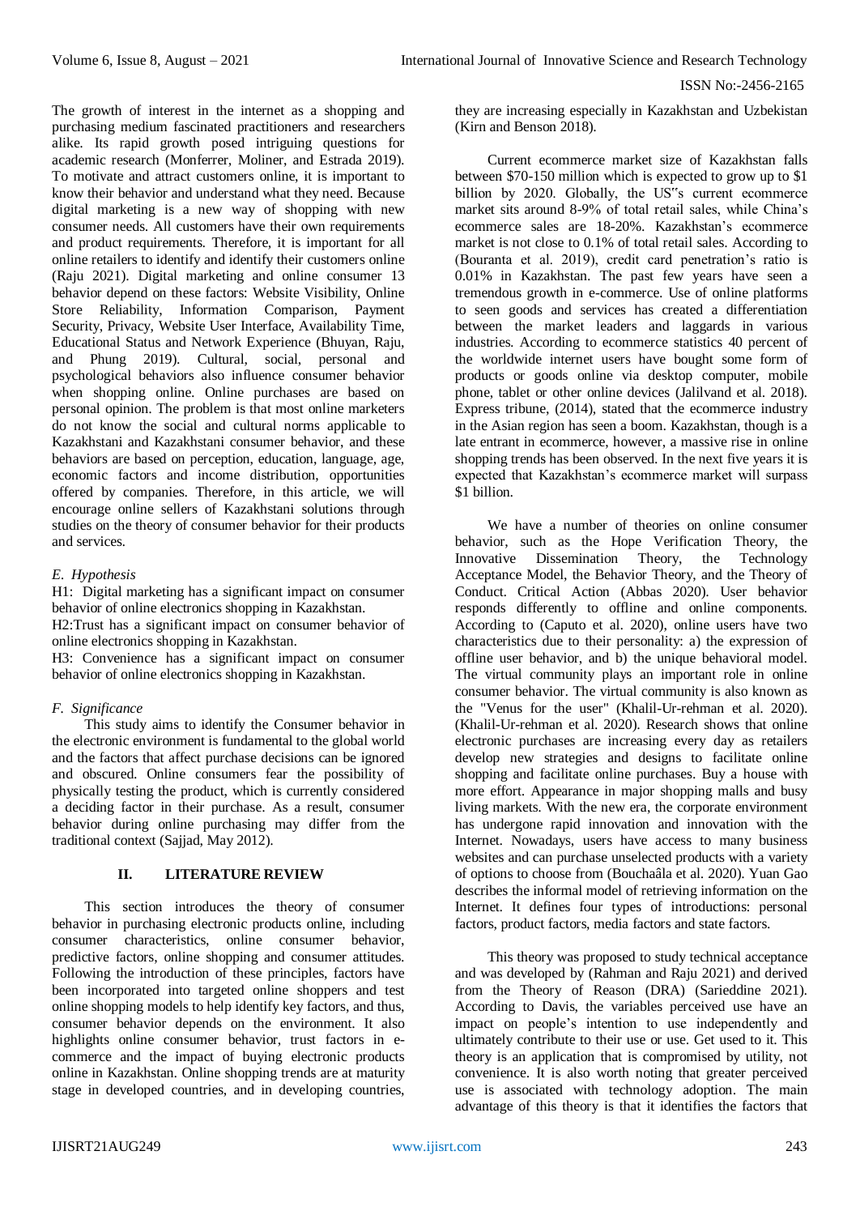The growth of interest in the internet as a shopping and purchasing medium fascinated practitioners and researchers alike. Its rapid growth posed intriguing questions for academic research (Monferrer, Moliner, and Estrada 2019). To motivate and attract customers online, it is important to know their behavior and understand what they need. Because digital marketing is a new way of shopping with new consumer needs. All customers have their own requirements and product requirements. Therefore, it is important for all online retailers to identify and identify their customers online (Raju 2021). Digital marketing and online consumer 13 behavior depend on these factors: Website Visibility, Online Store Reliability, Information Comparison, Payment Security, Privacy, Website User Interface, Availability Time, Educational Status and Network Experience (Bhuyan, Raju, and Phung 2019). Cultural, social, personal and psychological behaviors also influence consumer behavior when shopping online. Online purchases are based on personal opinion. The problem is that most online marketers do not know the social and cultural norms applicable to Kazakhstani and Kazakhstani consumer behavior, and these behaviors are based on perception, education, language, age, economic factors and income distribution, opportunities offered by companies. Therefore, in this article, we will encourage online sellers of Kazakhstani solutions through studies on the theory of consumer behavior for their products and services.

### *E. Hypothesis*

H1: Digital marketing has a significant impact on consumer behavior of online electronics shopping in Kazakhstan.

H2:Trust has a significant impact on consumer behavior of online electronics shopping in Kazakhstan.

H3: Convenience has a significant impact on consumer behavior of online electronics shopping in Kazakhstan.

### *F. Significance*

This study aims to identify the Consumer behavior in the electronic environment is fundamental to the global world and the factors that affect purchase decisions can be ignored and obscured. Online consumers fear the possibility of physically testing the product, which is currently considered a deciding factor in their purchase. As a result, consumer behavior during online purchasing may differ from the traditional context (Sajjad, May 2012).

## II. LITERATURE REVIEW

This section introduces the theory of consumer behavior in purchasing electronic products online, including consumer characteristics, online consumer behavior, predictive factors, online shopping and consumer attitudes. Following the introduction of these principles, factors have been incorporated into targeted online shoppers and test online shopping models to help identify key factors, and thus, consumer behavior depends on the environment. It also highlights online consumer behavior, trust factors in e-commerce and the impact of buying electronic products online in Kazakhstan. Online shopping trends are at maturity stage in developed countries, and in developing countries, they are increasing especially in Kazakhstan and Uzbekistan (Kirn and Benson 2018).

Current ecommerce market size of Kazakhstan falls between $70-150 million which is expected to grow up to $1 billion by 2020. Globally, the US"s current ecommerce market sits around 8-9% of total retail sales, while China's ecommerce sales are 18-20%. Kazakhstan's ecommerce market is not close to 0.1% of total retail sales. According to (Bouranta et al. 2019), credit card penetration's ratio is 0.01% in Kazakhstan. The past few years have seen a tremendous growth in e-commerce. Use of online platforms to seen goods and services has created a differentiation between the market leaders and laggards in various industries. According to ecommerce statistics 40 percent of the worldwide internet users have bought some form of products or goods online via desktop computer, mobile phone, tablet or other online devices (Jalilvand et al. 2018). Express tribune, (2014), stated that the ecommerce industry in the Asian region has seen a boom. Kazakhstan, though is a late entrant in ecommerce, however, a massive rise in online shopping trends has been observed. In the next five years it is expected that Kazakhstan's ecommerce market will surpass $1 billion.

We have a number of theories on online consumer behavior, such as the Hope Verification Theory, the Innovative Dissemination Theory, the Technology Acceptance Model, the Behavior Theory, and the Theory of Conduct. Critical Action (Abbas 2020). User behavior responds differently to offline and online components. According to (Caputo et al. 2020), online users have two characteristics due to their personality: a) the expression of offline user behavior, and b) the unique behavioral model. The virtual community plays an important role in online consumer behavior. The virtual community is also known as the "Venus for the user" (Khalil-Ur-rehman et al. 2020). (Khalil-Ur-rehman et al. 2020). Research shows that online electronic purchases are increasing every day as retailers develop new strategies and designs to facilitate online shopping and facilitate online purchases. Buy a house with more effort. Appearance in major shopping malls and busy living markets. With the new era, the corporate environment has undergone rapid innovation and innovation with the Internet. Nowadays, users have access to many business websites and can purchase unselected products with a variety of options to choose from (Bouchaâla et al. 2020). Yuan Gao describes the informal model of retrieving information on the Internet. It defines four types of introductions: personal factors, product factors, media factors and state factors.

This theory was proposed to study technical acceptance and was developed by (Rahman and Raju 2021) and derived from the Theory of Reason (DRA) (Sarieddine 2021). According to Davis, the variables perceived use have an impact on people's intention to use independently and ultimately contribute to their use or use. Get used to it. This theory is an application that is compromised by utility, not convenience. It is also worth noting that greater perceived use is associated with technology adoption. The main advantage of this theory is that it identifies the factors that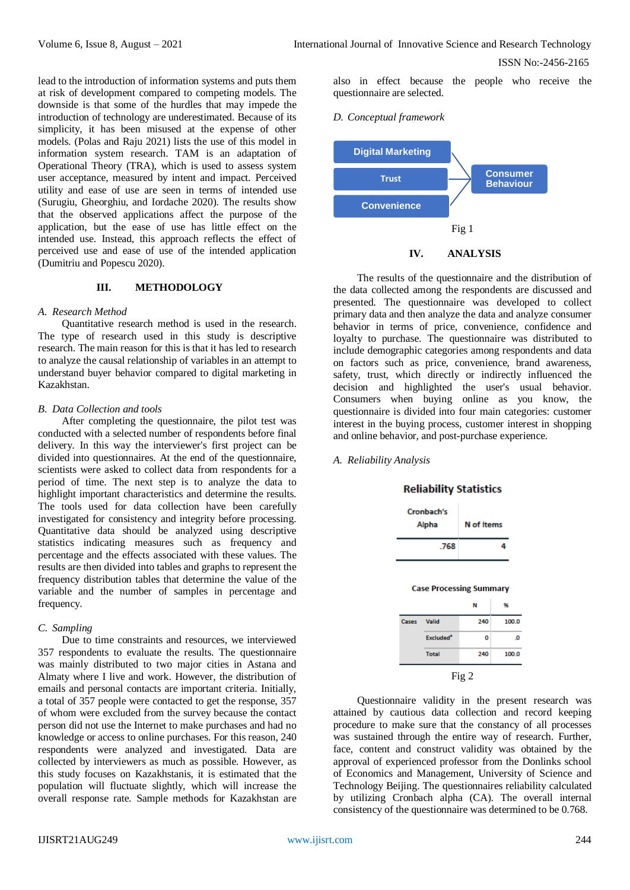lead to the introduction of information systems and puts them at risk of development compared to competing models. The downside is that some of the hurdles that may impede the introduction of technology are underestimated. Because of its simplicity, it has been misused at the expense of other models. (Polas and Raju 2021) lists the use of this model in information system research. TAM is an adaptation of Operational Theory (TRA), which is used to assess system user acceptance, measured by intent and impact. Perceived utility and ease of use are seen in terms of intended use (Surugiu, Gheorghiu, and Iordache 2020). The results show that the observed applications affect the purpose of the application, but the ease of use has little effect on the intended use. Instead, this approach reflects the effect of perceived use and ease of use of the intended application (Dumitriu and Popescu 2020).

## III. METHODOLOGY

### *A. Research Method*

Quantitative research method is used in the research. The type of research used in this study is descriptive research. The main reason for this is that it has led to research to analyze the causal relationship of variables in an attempt to understand buyer behavior compared to digital marketing in Kazakhstan.

### *B. Data Collection and tools*

After completing the questionnaire, the pilot test was conducted with a selected number of respondents before final delivery. In this way the interviewer's first project can be divided into questionnaires. At the end of the questionnaire, scientists were asked to collect data from respondents for a period of time. The next step is to analyze the data to highlight important characteristics and determine the results. The tools used for data collection have been carefully investigated for consistency and integrity before processing. Quantitative data should be analyzed using descriptive statistics indicating measures such as frequency and percentage and the effects associated with these values. The results are then divided into tables and graphs to represent the frequency distribution tables that determine the value of the variable and the number of samples in percentage and frequency.

### *C. Sampling*

Due to time constraints and resources, we interviewed 357 respondents to evaluate the results. The questionnaire was mainly distributed to two major cities in Astana and Almaty where I live and work. However, the distribution of emails and personal contacts are important criteria. Initially, a total of 357 people were contacted to get the response, 357 of whom were excluded from the survey because the contact person did not use the Internet to make purchases and had no knowledge or access to online purchases. For this reason, 240 respondents were analyzed and investigated. Data are collected by interviewers as much as possible. However, as this study focuses on Kazakhstanis, it is estimated that the population will fluctuate slightly, which will increase the overall response rate. Sample methods for Kazakhstan are also in effect because the people who receive the questionnaire are selected.

### *D. Conceptual framework*

Digital Marketing

Trust

Convenience

Consumer Behaviour

Fig 1

## IV. ANALYSIS

The results of the questionnaire and the distribution of the data collected among the respondents are discussed and presented. The questionnaire was developed to collect primary data and then analyze the data and analyze consumer behavior in terms of price, convenience, confidence and loyalty to purchase. The questionnaire was distributed to include demographic categories among respondents and data on factors such as price, convenience, brand awareness, safety, trust, which directly or indirectly influenced the decision and highlighted the user's usual behavior. Consumers when buying online as you know, the questionnaire is divided into four main categories: customer interest in the buying process, customer interest in shopping and online behavior, and post-purchase experience.

### *A. Reliability Analysis*

**Reliability Statistics**

| Cronbach's Alpha | N of Items |
|---|---|
| .768 | 4 |

**Case Processing Summary**

| | | N | % |
|---|---|---|---|
| Cases | Valid | 240 | 100.0 |
| | Excluded[a] | 0 | .0 |
| | Total | 240 | 100.0 |

Fig 2

Questionnaire validity in the present research was attained by cautious data collection and record keeping procedure to make sure that the constancy of all processes was sustained through the entire way of research. Further, face, content and construct validity was obtained by the approval of experienced professor from the Donlinks school of Economics and Management, University of Science and Technology Beijing. The questionnaires reliability calculated by utilizing Cronbach alpha (CA). The overall internal consistency of the questionnaire was determined to be 0.768.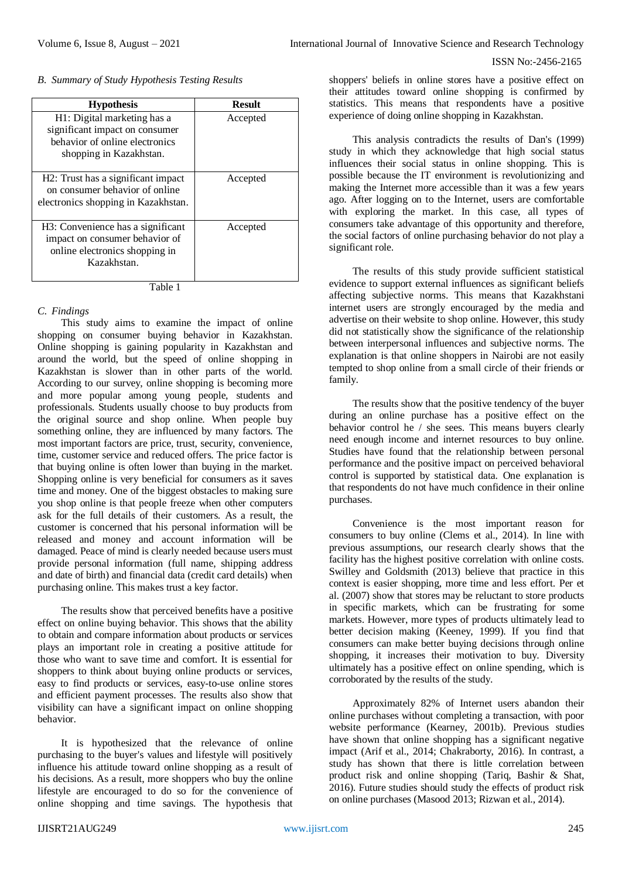### B. Summary of Study Hypothesis Testing Results

| Hypothesis | Result |
|---|---|
| H1: Digital marketing has a significant impact on consumer behavior of online electronics shopping in Kazakhstan. | Accepted |
| H2: Trust has a significant impact on consumer behavior of online electronics shopping in Kazakhstan. | Accepted |
| H3: Convenience has a significant impact on consumer behavior of online electronics shopping in Kazakhstan. | Accepted |

Table 1

### C. Findings

This study aims to examine the impact of online shopping on consumer buying behavior in Kazakhstan. Online shopping is gaining popularity in Kazakhstan and around the world, but the speed of online shopping in Kazakhstan is slower than in other parts of the world. According to our survey, online shopping is becoming more and more popular among young people, students and professionals. Students usually choose to buy products from the original source and shop online. When people buy something online, they are influenced by many factors. The most important factors are price, trust, security, convenience, time, customer service and reduced offers. The price factor is that buying online is often lower than buying in the market. Shopping online is very beneficial for consumers as it saves time and money. One of the biggest obstacles to making sure you shop online is that people freeze when other computers ask for the full details of their customers. As a result, the customer is concerned that his personal information will be released and money and account information will be damaged. Peace of mind is clearly needed because users must provide personal information (full name, shipping address and date of birth) and financial data (credit card details) when purchasing online. This makes trust a key factor.

The results show that perceived benefits have a positive effect on online buying behavior. This shows that the ability to obtain and compare information about products or services plays an important role in creating a positive attitude for those who want to save time and comfort. It is essential for shoppers to think about buying online products or services, easy to find products or services, easy-to-use online stores and efficient payment processes. The results also show that visibility can have a significant impact on online shopping behavior.

It is hypothesized that the relevance of online purchasing to the buyer's values and lifestyle will positively influence his attitude toward online shopping as a result of his decisions. As a result, more shoppers who buy the online lifestyle are encouraged to do so for the convenience of online shopping and time savings. The hypothesis that shoppers' beliefs in online stores have a positive effect on their attitudes toward online shopping is confirmed by statistics. This means that respondents have a positive experience of doing online shopping in Kazakhstan.

This analysis contradicts the results of Dan's (1999) study in which they acknowledge that high social status influences their social status in online shopping. This is possible because the IT environment is revolutionizing and making the Internet more accessible than it was a few years ago. After logging on to the Internet, users are comfortable with exploring the market. In this case, all types of consumers take advantage of this opportunity and therefore, the social factors of online purchasing behavior do not play a significant role.

The results of this study provide sufficient statistical evidence to support external influences as significant beliefs affecting subjective norms. This means that Kazakhstani internet users are strongly encouraged by the media and advertise on their website to shop online. However, this study did not statistically show the significance of the relationship between interpersonal influences and subjective norms. The explanation is that online shoppers in Nairobi are not easily tempted to shop online from a small circle of their friends or family.

The results show that the positive tendency of the buyer during an online purchase has a positive effect on the behavior control he / she sees. This means buyers clearly need enough income and internet resources to buy online. Studies have found that the relationship between personal performance and the positive impact on perceived behavioral control is supported by statistical data. One explanation is that respondents do not have much confidence in their online purchases.

Convenience is the most important reason for consumers to buy online (Clems et al., 2014). In line with previous assumptions, our research clearly shows that the facility has the highest positive correlation with online costs. Swilley and Goldsmith (2013) believe that practice in this context is easier shopping, more time and less effort. Per et al. (2007) show that stores may be reluctant to store products in specific markets, which can be frustrating for some markets. However, more types of products ultimately lead to better decision making (Keeney, 1999). If you find that consumers can make better buying decisions through online shopping, it increases their motivation to buy. Diversity ultimately has a positive effect on online spending, which is corroborated by the results of the study.

Approximately 82% of Internet users abandon their online purchases without completing a transaction, with poor website performance (Kearney, 2001b). Previous studies have shown that online shopping has a significant negative impact (Arif et al., 2014; Chakraborty, 2016). In contrast, a study has shown that there is little correlation between product risk and online shopping (Tariq, Bashir & Shat, 2016). Future studies should study the effects of product risk on online purchases (Masood 2013; Rizwan et al., 2014).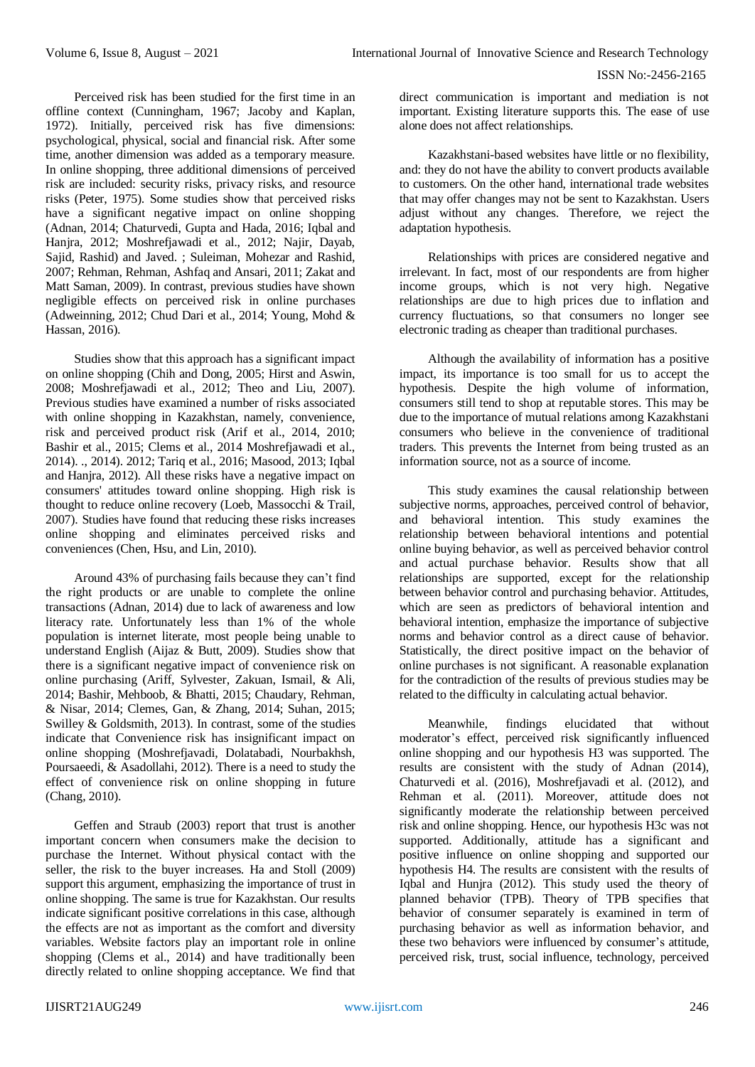Perceived risk has been studied for the first time in an offline context (Cunningham, 1967; Jacoby and Kaplan, 1972). Initially, perceived risk has five dimensions: psychological, physical, social and financial risk. After some time, another dimension was added as a temporary measure. In online shopping, three additional dimensions of perceived risk are included: security risks, privacy risks, and resource risks (Peter, 1975). Some studies show that perceived risks have a significant negative impact on online shopping (Adnan, 2014; Chaturvedi, Gupta and Hada, 2016; Iqbal and Hanjra, 2012; Moshrefjawadi et al., 2012; Najir, Dayab, Sajid, Rashid) and Javed. ; Suleiman, Mohezar and Rashid, 2007; Rehman, Rehman, Ashfaq and Ansari, 2011; Zakat and Matt Saman, 2009). In contrast, previous studies have shown negligible effects on perceived risk in online purchases (Adweinning, 2012; Chud Dari et al., 2014; Young, Mohd & Hassan, 2016).

Studies show that this approach has a significant impact on online shopping (Chih and Dong, 2005; Hirst and Aswin, 2008; Moshrefjawadi et al., 2012; Theo and Liu, 2007). Previous studies have examined a number of risks associated with online shopping in Kazakhstan, namely, convenience, risk and perceived product risk (Arif et al., 2014, 2010; Bashir et al., 2015; Clems et al., 2014 Moshrefjawadi et al., 2014). ., 2014). 2012; Tariq et al., 2016; Masood, 2013; Iqbal and Hanjra, 2012). All these risks have a negative impact on consumers' attitudes toward online shopping. High risk is thought to reduce online recovery (Loeb, Massocchi & Trail, 2007). Studies have found that reducing these risks increases online shopping and eliminates perceived risks and conveniences (Chen, Hsu, and Lin, 2010).

Around 43% of purchasing fails because they can't find the right products or are unable to complete the online transactions (Adnan, 2014) due to lack of awareness and low literacy rate. Unfortunately less than 1% of the whole population is internet literate, most people being unable to understand English (Aijaz & Butt, 2009). Studies show that there is a significant negative impact of convenience risk on online purchasing (Ariff, Sylvester, Zakuan, Ismail, & Ali, 2014; Bashir, Mehboob, & Bhatti, 2015; Chaudary, Rehman, & Nisar, 2014; Clemes, Gan, & Zhang, 2014; Suhan, 2015; Swilley & Goldsmith, 2013). In contrast, some of the studies indicate that Convenience risk has insignificant impact on online shopping (Moshrefjavadi, Dolatabadi, Nourbakhsh, Poursaeedi, & Asadollahi, 2012). There is a need to study the effect of convenience risk on online shopping in future (Chang, 2010).

Geffen and Straub (2003) report that trust is another important concern when consumers make the decision to purchase the Internet. Without physical contact with the seller, the risk to the buyer increases. Ha and Stoll (2009) support this argument, emphasizing the importance of trust in online shopping. The same is true for Kazakhstan. Our results indicate significant positive correlations in this case, although the effects are not as important as the comfort and diversity variables. Website factors play an important role in online shopping (Clems et al., 2014) and have traditionally been directly related to online shopping acceptance. We find that direct communication is important and mediation is not important. Existing literature supports this. The ease of use alone does not affect relationships.

Kazakhstani-based websites have little or no flexibility, and: they do not have the ability to convert products available to customers. On the other hand, international trade websites that may offer changes may not be sent to Kazakhstan. Users adjust without any changes. Therefore, we reject the adaptation hypothesis.

Relationships with prices are considered negative and irrelevant. In fact, most of our respondents are from higher income groups, which is not very high. Negative relationships are due to high prices due to inflation and currency fluctuations, so that consumers no longer see electronic trading as cheaper than traditional purchases.

Although the availability of information has a positive impact, its importance is too small for us to accept the hypothesis. Despite the high volume of information, consumers still tend to shop at reputable stores. This may be due to the importance of mutual relations among Kazakhstani consumers who believe in the convenience of traditional traders. This prevents the Internet from being trusted as an information source, not as a source of income.

This study examines the causal relationship between subjective norms, approaches, perceived control of behavior, and behavioral intention. This study examines the relationship between behavioral intentions and potential online buying behavior, as well as perceived behavior control and actual purchase behavior. Results show that all relationships are supported, except for the relationship between behavior control and purchasing behavior. Attitudes, which are seen as predictors of behavioral intention and behavioral intention, emphasize the importance of subjective norms and behavior control as a direct cause of behavior. Statistically, the direct positive impact on the behavior of online purchases is not significant. A reasonable explanation for the contradiction of the results of previous studies may be related to the difficulty in calculating actual behavior.

Meanwhile, findings elucidated that without moderator's effect, perceived risk significantly influenced online shopping and our hypothesis H3 was supported. The results are consistent with the study of Adnan (2014), Chaturvedi et al. (2016), Moshrefjavadi et al. (2012), and Rehman et al. (2011). Moreover, attitude does not significantly moderate the relationship between perceived risk and online shopping. Hence, our hypothesis H3c was not supported. Additionally, attitude has a significant and positive influence on online shopping and supported our hypothesis H4. The results are consistent with the results of Iqbal and Hunjra (2012). This study used the theory of planned behavior (TPB). Theory of TPB specifies that behavior of consumer separately is examined in term of purchasing behavior as well as information behavior, and these two behaviors were influenced by consumer's attitude, perceived risk, trust, social influence, technology, perceived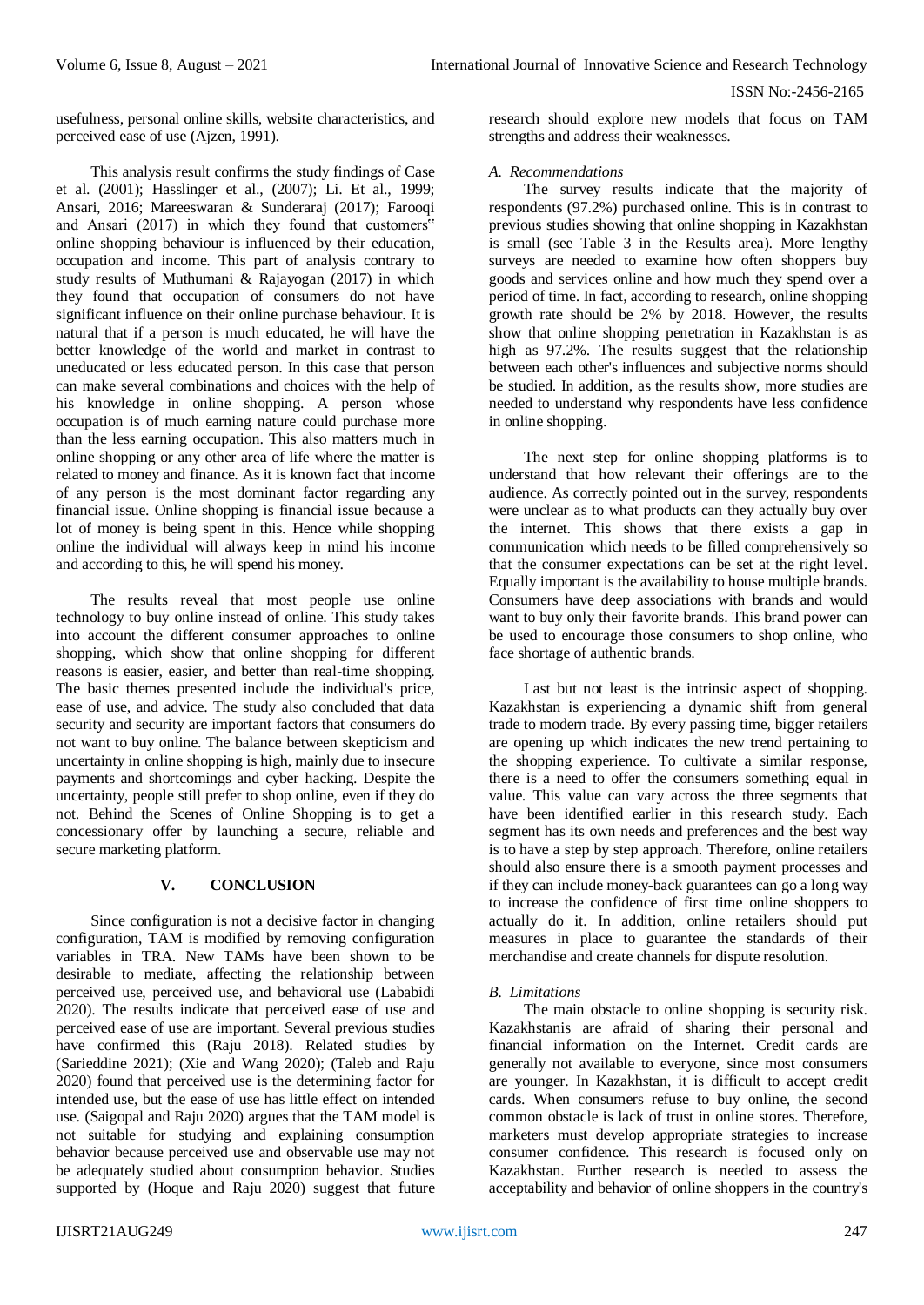usefulness, personal online skills, website characteristics, and perceived ease of use (Ajzen, 1991).

This analysis result confirms the study findings of Case et al. (2001); Hasslinger et al., (2007); Li. Et al., 1999; Ansari, 2016; Mareeswaran & Sunderaraj (2017); Farooqi and Ansari (2017) in which they found that customers" online shopping behaviour is influenced by their education, occupation and income. This part of analysis contrary to study results of Muthumani & Rajayogan (2017) in which they found that occupation of consumers do not have significant influence on their online purchase behaviour. It is natural that if a person is much educated, he will have the better knowledge of the world and market in contrast to uneducated or less educated person. In this case that person can make several combinations and choices with the help of his knowledge in online shopping. A person whose occupation is of much earning nature could purchase more than the less earning occupation. This also matters much in online shopping or any other area of life where the matter is related to money and finance. As it is known fact that income of any person is the most dominant factor regarding any financial issue. Online shopping is financial issue because a lot of money is being spent in this. Hence while shopping online the individual will always keep in mind his income and according to this, he will spend his money.

The results reveal that most people use online technology to buy online instead of online. This study takes into account the different consumer approaches to online shopping, which show that online shopping for different reasons is easier, easier, and better than real-time shopping. The basic themes presented include the individual's price, ease of use, and advice. The study also concluded that data security and security are important factors that consumers do not want to buy online. The balance between skepticism and uncertainty in online shopping is high, mainly due to insecure payments and shortcomings and cyber hacking. Despite the uncertainty, people still prefer to shop online, even if they do not. Behind the Scenes of Online Shopping is to get a concessionary offer by launching a secure, reliable and secure marketing platform.

## V. CONCLUSION

Since configuration is not a decisive factor in changing configuration, TAM is modified by removing configuration variables in TRA. New TAMs have been shown to be desirable to mediate, affecting the relationship between perceived use, perceived use, and behavioral use (Lababidi 2020). The results indicate that perceived ease of use and perceived ease of use are important. Several previous studies have confirmed this (Raju 2018). Related studies by (Sarieddine 2021); (Xie and Wang 2020); (Taleb and Raju 2020) found that perceived use is the determining factor for intended use, but the ease of use has little effect on intended use. (Saigopal and Raju 2020) argues that the TAM model is not suitable for studying and explaining consumption behavior because perceived use and observable use may not be adequately studied about consumption behavior. Studies supported by (Hoque and Raju 2020) suggest that future research should explore new models that focus on TAM strengths and address their weaknesses.

### A. Recommendations

The survey results indicate that the majority of respondents (97.2%) purchased online. This is in contrast to previous studies showing that online shopping in Kazakhstan is small (see Table 3 in the Results area). More lengthy surveys are needed to examine how often shoppers buy goods and services online and how much they spend over a period of time. In fact, according to research, online shopping growth rate should be 2% by 2018. However, the results show that online shopping penetration in Kazakhstan is as high as 97.2%. The results suggest that the relationship between each other's influences and subjective norms should be studied. In addition, as the results show, more studies are needed to understand why respondents have less confidence in online shopping.

The next step for online shopping platforms is to understand that how relevant their offerings are to the audience. As correctly pointed out in the survey, respondents were unclear as to what products can they actually buy over the internet. This shows that there exists a gap in communication which needs to be filled comprehensively so that the consumer expectations can be set at the right level. Equally important is the availability to house multiple brands. Consumers have deep associations with brands and would want to buy only their favorite brands. This brand power can be used to encourage those consumers to shop online, who face shortage of authentic brands.

Last but not least is the intrinsic aspect of shopping. Kazakhstan is experiencing a dynamic shift from general trade to modern trade. By every passing time, bigger retailers are opening up which indicates the new trend pertaining to the shopping experience. To cultivate a similar response, there is a need to offer the consumers something equal in value. This value can vary across the three segments that have been identified earlier in this research study. Each segment has its own needs and preferences and the best way is to have a step by step approach. Therefore, online retailers should also ensure there is a smooth payment processes and if they can include money-back guarantees can go a long way to increase the confidence of first time online shoppers to actually do it. In addition, online retailers should put measures in place to guarantee the standards of their merchandise and create channels for dispute resolution.

### B. Limitations

The main obstacle to online shopping is security risk. Kazakhstanis are afraid of sharing their personal and financial information on the Internet. Credit cards are generally not available to everyone, since most consumers are younger. In Kazakhstan, it is difficult to accept credit cards. When consumers refuse to buy online, the second common obstacle is lack of trust in online stores. Therefore, marketers must develop appropriate strategies to increase consumer confidence. This research is focused only on Kazakhstan. Further research is needed to assess the acceptability and behavior of online shoppers in the country's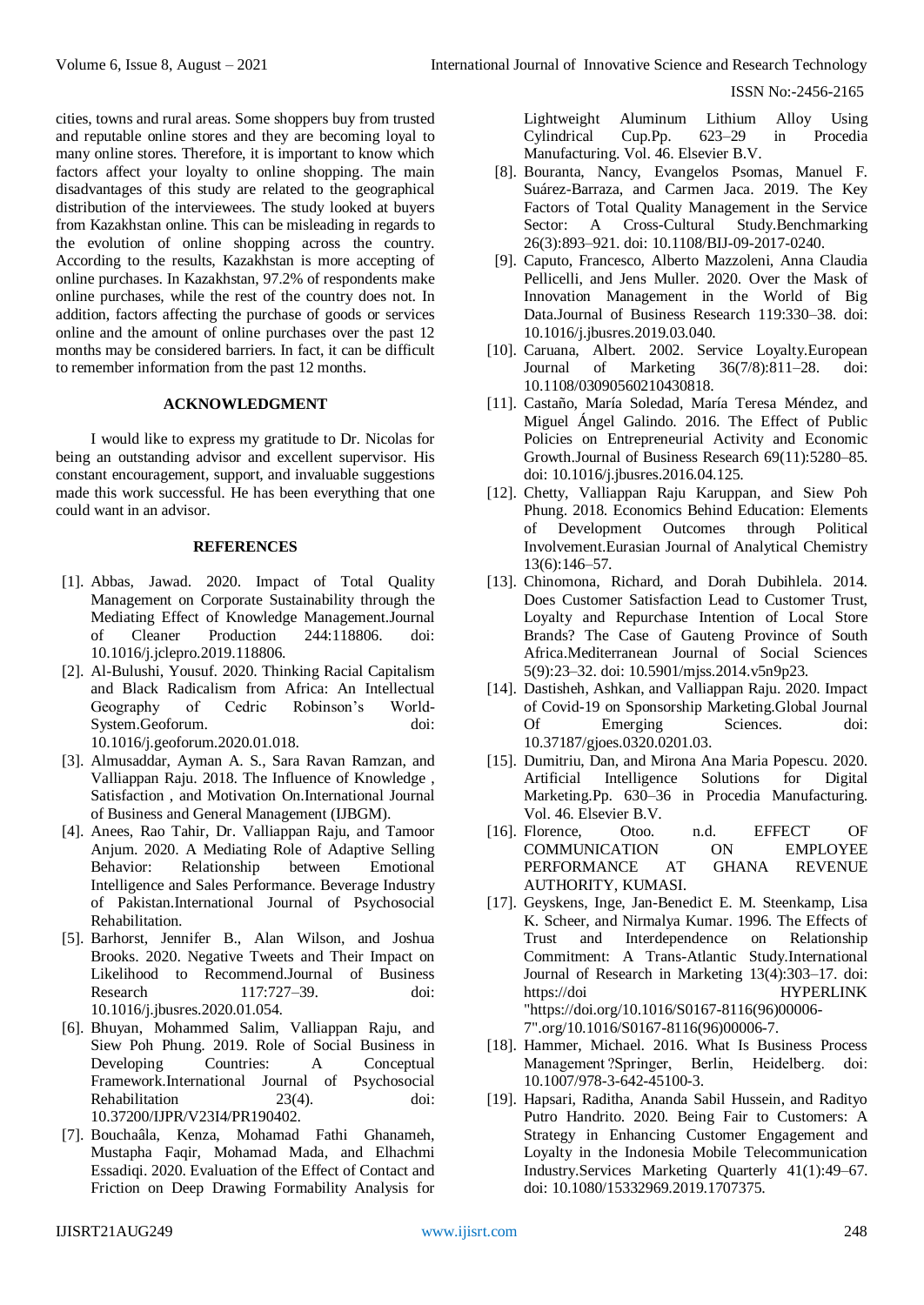cities, towns and rural areas. Some shoppers buy from trusted and reputable online stores and they are becoming loyal to many online stores. Therefore, it is important to know which factors affect your loyalty to online shopping. The main disadvantages of this study are related to the geographical distribution of the interviewees. The study looked at buyers from Kazakhstan online. This can be misleading in regards to the evolution of online shopping across the country. According to the results, Kazakhstan is more accepting of online purchases. In Kazakhstan, 97.2% of respondents make online purchases, while the rest of the country does not. In addition, factors affecting the purchase of goods or services online and the amount of online purchases over the past 12 months may be considered barriers. In fact, it can be difficult to remember information from the past 12 months.

## ACKNOWLEDGMENT

I would like to express my gratitude to Dr. Nicolas for being an outstanding advisor and excellent supervisor. His constant encouragement, support, and invaluable suggestions made this work successful. He has been everything that one could want in an advisor.

## REFERENCES

[1]. Abbas, Jawad. 2020. Impact of Total Quality Management on Corporate Sustainability through the Mediating Effect of Knowledge Management.Journal of Cleaner Production 244:118806. doi: 10.1016/j.jclepro.2019.118806.

[2]. Al-Bulushi, Yousuf. 2020. Thinking Racial Capitalism and Black Radicalism from Africa: An Intellectual Geography of Cedric Robinson's World-System.Geoforum. doi: 10.1016/j.geoforum.2020.01.018.

[3]. Almusaddar, Ayman A. S., Sara Ravan Ramzan, and Valliappan Raju. 2018. The Influence of Knowledge , Satisfaction , and Motivation On.International Journal of Business and General Management (IJBGM).

[4]. Anees, Rao Tahir, Dr. Valliappan Raju, and Tamoor Anjum. 2020. A Mediating Role of Adaptive Selling Behavior: Relationship between Emotional Intelligence and Sales Performance. Beverage Industry of Pakistan.International Journal of Psychosocial Rehabilitation.

[5]. Barhorst, Jennifer B., Alan Wilson, and Joshua Brooks. 2020. Negative Tweets and Their Impact on Likelihood to Recommend.Journal of Business Research 117:727–39. doi: 10.1016/j.jbusres.2020.01.054.

[6]. Bhuyan, Mohammed Salim, Valliappan Raju, and Siew Poh Phung. 2019. Role of Social Business in Developing Countries: A Conceptual Framework.International Journal of Psychosocial Rehabilitation 23(4). doi: 10.37200/IJPR/V23I4/PR190402.

[7]. Bouchaâla, Kenza, Mohamad Fathi Ghanameh, Mustapha Faqir, Mohamad Mada, and Elhachmi Essadiqi. 2020. Evaluation of the Effect of Contact and Friction on Deep Drawing Formability Analysis for Lightweight Aluminum Lithium Alloy Using Cylindrical Cup.Pp. 623–29 in Procedia Manufacturing. Vol. 46. Elsevier B.V.

[8]. Bouranta, Nancy, Evangelos Psomas, Manuel F. Suárez-Barraza, and Carmen Jaca. 2019. The Key Factors of Total Quality Management in the Service Sector: A Cross-Cultural Study.Benchmarking 26(3):893–921. doi: 10.1108/BIJ-09-2017-0240.

[9]. Caputo, Francesco, Alberto Mazzoleni, Anna Claudia Pellicelli, and Jens Muller. 2020. Over the Mask of Innovation Management in the World of Big Data.Journal of Business Research 119:330–38. doi: 10.1016/j.jbusres.2019.03.040.

[10]. Caruana, Albert. 2002. Service Loyalty.European Journal of Marketing 36(7/8):811–28. doi: 10.1108/03090560210430818.

[11]. Castaño, María Soledad, María Teresa Méndez, and Miguel Ángel Galindo. 2016. The Effect of Public Policies on Entrepreneurial Activity and Economic Growth.Journal of Business Research 69(11):5280–85. doi: 10.1016/j.jbusres.2016.04.125.

[12]. Chetty, Valliappan Raju Karuppan, and Siew Poh Phung. 2018. Economics Behind Education: Elements of Development Outcomes through Political Involvement.Eurasian Journal of Analytical Chemistry 13(6):146–57.

[13]. Chinomona, Richard, and Dorah Dubihlela. 2014. Does Customer Satisfaction Lead to Customer Trust, Loyalty and Repurchase Intention of Local Store Brands? The Case of Gauteng Province of South Africa.Mediterranean Journal of Social Sciences 5(9):23–32. doi: 10.5901/mjss.2014.v5n9p23.

[14]. Dastisheh, Ashkan, and Valliappan Raju. 2020. Impact of Covid-19 on Sponsorship Marketing.Global Journal Of Emerging Sciences. doi: 10.37187/gjoes.0320.0201.03.

[15]. Dumitriu, Dan, and Mirona Ana Maria Popescu. 2020. Artificial Intelligence Solutions for Digital Marketing.Pp. 630–36 in Procedia Manufacturing. Vol. 46. Elsevier B.V.

[16]. Florence, Otoo. n.d. EFFECT OF COMMUNICATION ON EMPLOYEE PERFORMANCE AT GHANA REVENUE AUTHORITY, KUMASI.

[17]. Geyskens, Inge, Jan-Benedict E. M. Steenkamp, Lisa K. Scheer, and Nirmalya Kumar. 1996. The Effects of Trust and Interdependence on Relationship Commitment: A Trans-Atlantic Study.International Journal of Research in Marketing 13(4):303–17. doi: https://doi HYPERLINK "https://doi.org/10.1016/S0167-8116(96)00006-7".org/10.1016/S0167-8116(96)00006-7.

[18]. Hammer, Michael. 2016. What Is Business Process Management?Springer, Berlin, Heidelberg. doi: 10.1007/978-3-642-45100-3.

[19]. Hapsari, Raditha, Ananda Sabil Hussein, and Radityo Putro Handrito. 2020. Being Fair to Customers: A Strategy in Enhancing Customer Engagement and Loyalty in the Indonesia Mobile Telecommunication Industry.Services Marketing Quarterly 41(1):49–67. doi: 10.1080/15332969.2019.1707375.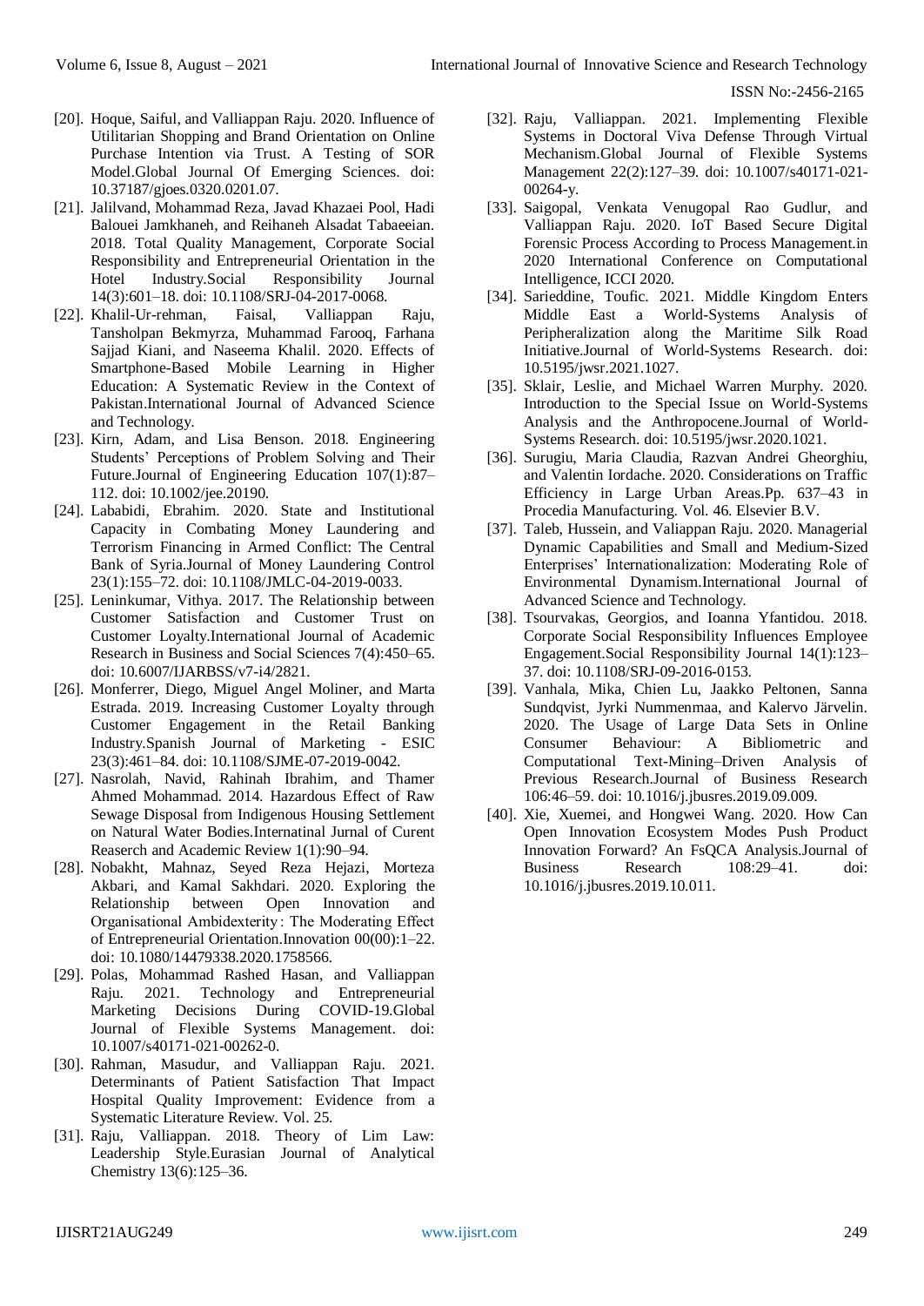[20]. Hoque, Saiful, and Valliappan Raju. 2020. Influence of Utilitarian Shopping and Brand Orientation on Online Purchase Intention via Trust. A Testing of SOR Model.Global Journal Of Emerging Sciences. doi: 10.37187/gjoes.0320.0201.07.

[21]. Jalilvand, Mohammad Reza, Javad Khazaei Pool, Hadi Balouei Jamkhaneh, and Reihaneh Alsadat Tabaeeian. 2018. Total Quality Management, Corporate Social Responsibility and Entrepreneurial Orientation in the Hotel Industry.Social Responsibility Journal 14(3):601–18. doi: 10.1108/SRJ-04-2017-0068.

[22]. Khalil-Ur-rehman, Faisal, Valliappan Raju, Tansholpan Bekmyrza, Muhammad Farooq, Farhana Sajjad Kiani, and Naseema Khalil. 2020. Effects of Smartphone-Based Mobile Learning in Higher Education: A Systematic Review in the Context of Pakistan.International Journal of Advanced Science and Technology.

[23]. Kirn, Adam, and Lisa Benson. 2018. Engineering Students' Perceptions of Problem Solving and Their Future.Journal of Engineering Education 107(1):87–112. doi: 10.1002/jee.20190.

[24]. Lababidi, Ebrahim. 2020. State and Institutional Capacity in Combating Money Laundering and Terrorism Financing in Armed Conflict: The Central Bank of Syria.Journal of Money Laundering Control 23(1):155–72. doi: 10.1108/JMLC-04-2019-0033.

[25]. Leninkumar, Vithya. 2017. The Relationship between Customer Satisfaction and Customer Trust on Customer Loyalty.International Journal of Academic Research in Business and Social Sciences 7(4):450–65. doi: 10.6007/IJARBSS/v7-i4/2821.

[26]. Monferrer, Diego, Miguel Angel Moliner, and Marta Estrada. 2019. Increasing Customer Loyalty through Customer Engagement in the Retail Banking Industry.Spanish Journal of Marketing - ESIC 23(3):461–84. doi: 10.1108/SJME-07-2019-0042.

[27]. Nasrolah, Navid, Rahinah Ibrahim, and Thamer Ahmed Mohammad. 2014. Hazardous Effect of Raw Sewage Disposal from Indigenous Housing Settlement on Natural Water Bodies.Internatinal Jurnal of Curent Reaserch and Academic Review 1(1):90–94.

[28]. Nobakht, Mahnaz, Seyed Reza Hejazi, Morteza Akbari, and Kamal Sakhdari. 2020. Exploring the Relationship between Open Innovation and Organisational Ambidexterity: The Moderating Effect of Entrepreneurial Orientation.Innovation 00(00):1–22. doi: 10.1080/14479338.2020.1758566.

[29]. Polas, Mohammad Rashed Hasan, and Valliappan Raju. 2021. Technology and Entrepreneurial Marketing Decisions During COVID-19.Global Journal of Flexible Systems Management. doi: 10.1007/s40171-021-00262-0.

[30]. Rahman, Masudur, and Valliappan Raju. 2021. Determinants of Patient Satisfaction That Impact Hospital Quality Improvement: Evidence from a Systematic Literature Review. Vol. 25.

[31]. Raju, Valliappan. 2018. Theory of Lim Law: Leadership Style.Eurasian Journal of Analytical Chemistry 13(6):125–36.

[32]. Raju, Valliappan. 2021. Implementing Flexible Systems in Doctoral Viva Defense Through Virtual Mechanism.Global Journal of Flexible Systems Management 22(2):127–39. doi: 10.1007/s40171-021-00264-y.

[33]. Saigopal, Venkata Venugopal Rao Gudlur, and Valliappan Raju. 2020. IoT Based Secure Digital Forensic Process According to Process Management.in 2020 International Conference on Computational Intelligence, ICCI 2020.

[34]. Sarieddine, Toufic. 2021. Middle Kingdom Enters Middle East a World-Systems Analysis of Peripheralization along the Maritime Silk Road Initiative.Journal of World-Systems Research. doi: 10.5195/jwsr.2021.1027.

[35]. Sklair, Leslie, and Michael Warren Murphy. 2020. Introduction to the Special Issue on World-Systems Analysis and the Anthropocene.Journal of World-Systems Research. doi: 10.5195/jwsr.2020.1021.

[36]. Surugiu, Maria Claudia, Razvan Andrei Gheorghiu, and Valentin Iordache. 2020. Considerations on Traffic Efficiency in Large Urban Areas.Pp. 637–43 in Procedia Manufacturing. Vol. 46. Elsevier B.V.

[37]. Taleb, Hussein, and Valiappan Raju. 2020. Managerial Dynamic Capabilities and Small and Medium-Sized Enterprises' Internationalization: Moderating Role of Environmental Dynamism.International Journal of Advanced Science and Technology.

[38]. Tsourvakas, Georgios, and Ioanna Yfantidou. 2018. Corporate Social Responsibility Influences Employee Engagement.Social Responsibility Journal 14(1):123–37. doi: 10.1108/SRJ-09-2016-0153.

[39]. Vanhala, Mika, Chien Lu, Jaakko Peltonen, Sanna Sundqvist, Jyrki Nummenmaa, and Kalervo Järvelin. 2020. The Usage of Large Data Sets in Online Consumer Behaviour: A Bibliometric and Computational Text-Mining–Driven Analysis of Previous Research.Journal of Business Research 106:46–59. doi: 10.1016/j.jbusres.2019.09.009.

[40]. Xie, Xuemei, and Hongwei Wang. 2020. How Can Open Innovation Ecosystem Modes Push Product Innovation Forward? An FsQCA Analysis.Journal of Business Research 108:29–41. doi: 10.1016/j.jbusres.2019.10.011.